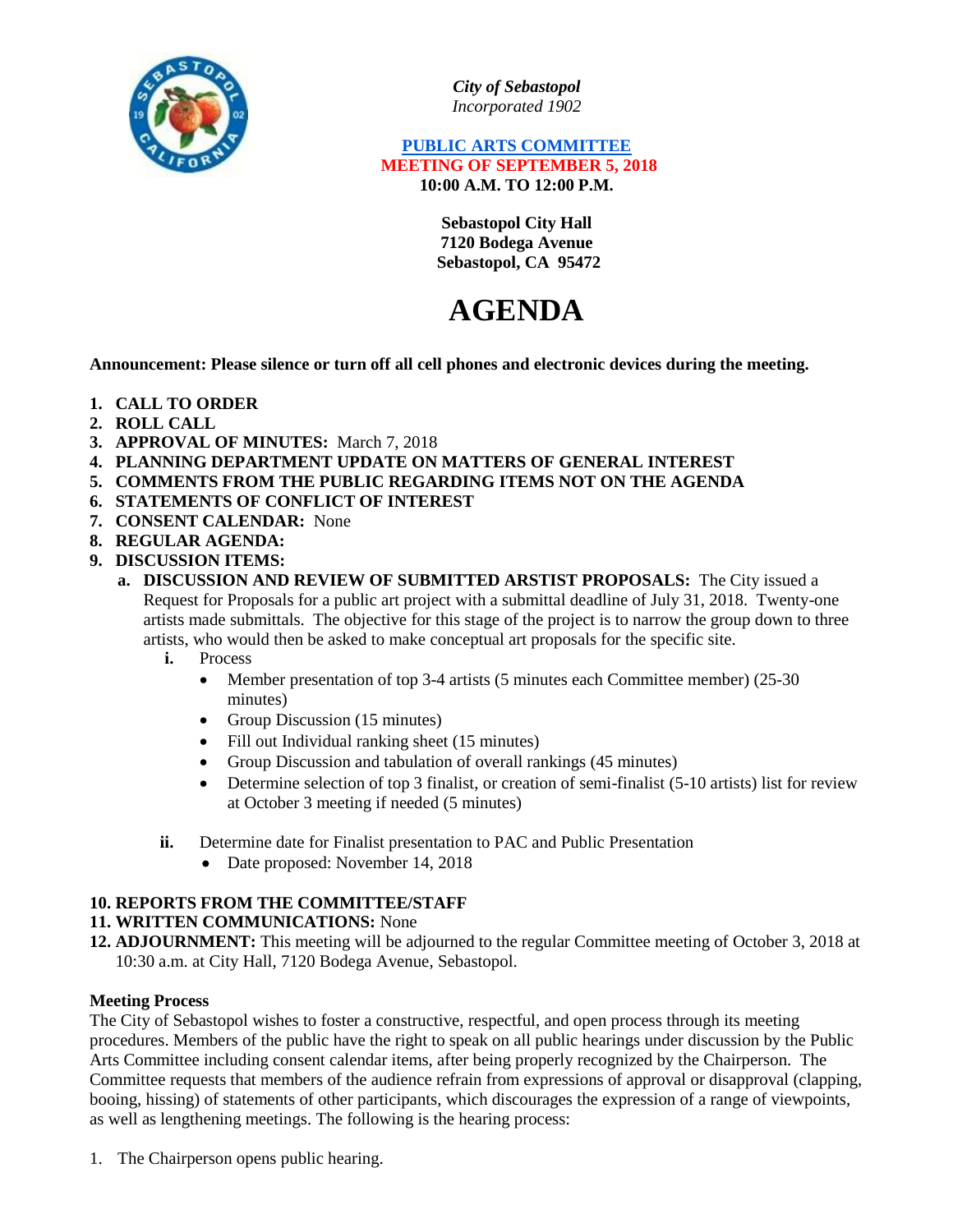*City of Sebastopol*
*Incorporated 1902*

**PUBLIC ARTS COMMITTEE**
**MEETING OF SEPTEMBER 5, 2018**
**10:00 A.M. TO 12:00 P.M.**

**Sebastopol City Hall**
**7120 Bodega Avenue**
**Sebastopol, CA 95472**

# AGENDA

**Announcement: Please silence or turn off all cell phones and electronic devices during the meeting.**

1. **CALL TO ORDER**
2. **ROLL CALL**
3. **APPROVAL OF MINUTES:** March 7, 2018
4. **PLANNING DEPARTMENT UPDATE ON MATTERS OF GENERAL INTEREST**
5. **COMMENTS FROM THE PUBLIC REGARDING ITEMS NOT ON THE AGENDA**
6. **STATEMENTS OF CONFLICT OF INTEREST**
7. **CONSENT CALENDAR:** None
8. **REGULAR AGENDA:**
9. **DISCUSSION ITEMS:**
   a. **DISCUSSION AND REVIEW OF SUBMITTED ARSTIST PROPOSALS:** The City issued a Request for Proposals for a public art project with a submittal deadline of July 31, 2018. Twenty-one artists made submittals. The objective for this stage of the project is to narrow the group down to three artists, who would then be asked to make conceptual art proposals for the specific site.
      i. Process
         - Member presentation of top 3-4 artists (5 minutes each Committee member) (25-30 minutes)
         - Group Discussion (15 minutes)
         - Fill out Individual ranking sheet (15 minutes)
         - Group Discussion and tabulation of overall rankings (45 minutes)
         - Determine selection of top 3 finalist, or creation of semi-finalist (5-10 artists) list for review at October 3 meeting if needed (5 minutes)

      ii. Determine date for Finalist presentation to PAC and Public Presentation
         - Date proposed: November 14, 2018

10. **REPORTS FROM THE COMMITTEE/STAFF**
11. **WRITTEN COMMUNICATIONS:** None
12. **ADJOURNMENT:** This meeting will be adjourned to the regular Committee meeting of October 3, 2018 at 10:30 a.m. at City Hall, 7120 Bodega Avenue, Sebastopol.

**Meeting Process**

The City of Sebastopol wishes to foster a constructive, respectful, and open process through its meeting procedures. Members of the public have the right to speak on all public hearings under discussion by the Public Arts Committee including consent calendar items, after being properly recognized by the Chairperson. The Committee requests that members of the audience refrain from expressions of approval or disapproval (clapping, booing, hissing) of statements of other participants, which discourages the expression of a range of viewpoints, as well as lengthening meetings. The following is the hearing process:

1. The Chairperson opens public hearing.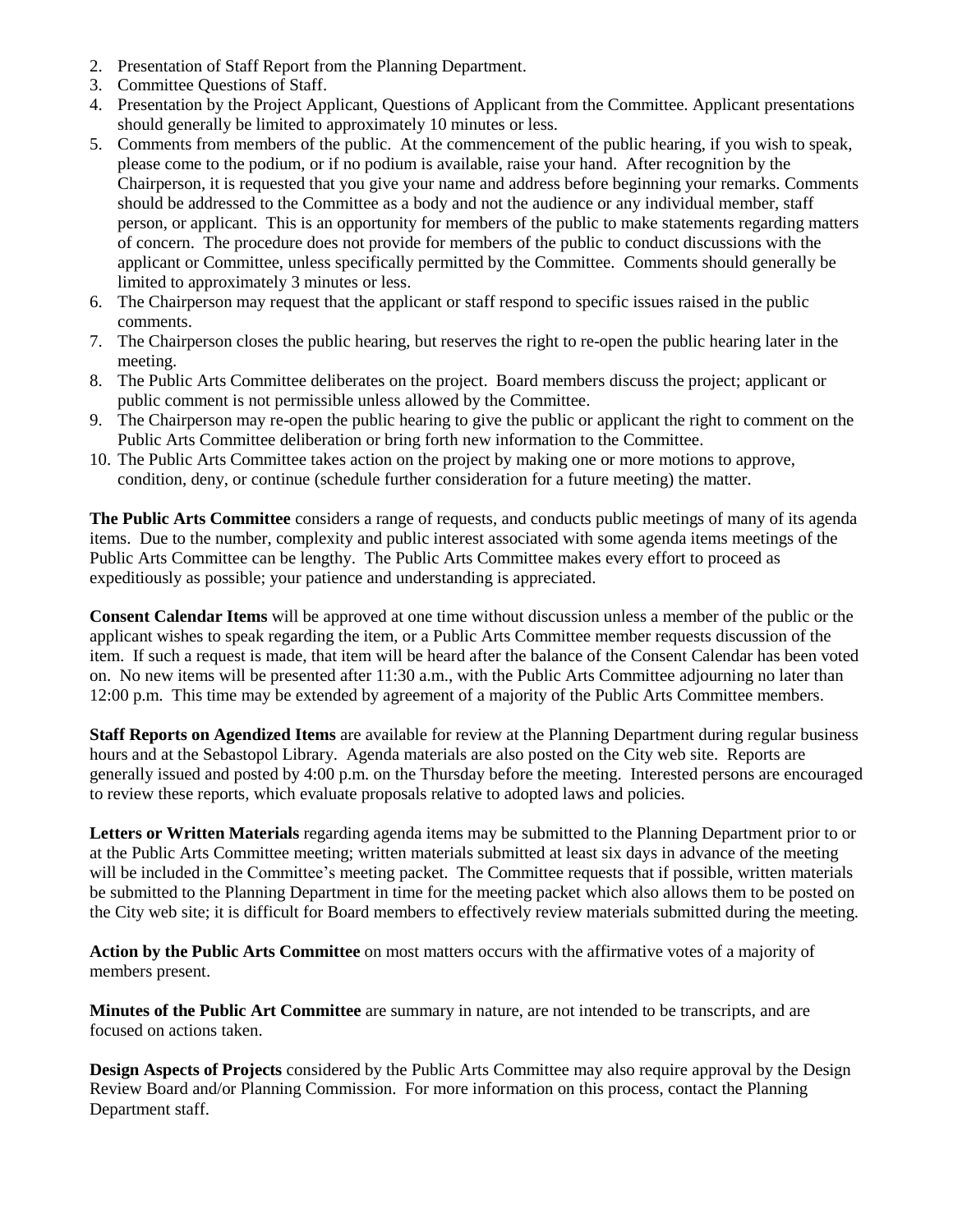2. Presentation of Staff Report from the Planning Department.
3. Committee Questions of Staff.
4. Presentation by the Project Applicant, Questions of Applicant from the Committee. Applicant presentations should generally be limited to approximately 10 minutes or less.
5. Comments from members of the public. At the commencement of the public hearing, if you wish to speak, please come to the podium, or if no podium is available, raise your hand. After recognition by the Chairperson, it is requested that you give your name and address before beginning your remarks. Comments should be addressed to the Committee as a body and not the audience or any individual member, staff person, or applicant. This is an opportunity for members of the public to make statements regarding matters of concern. The procedure does not provide for members of the public to conduct discussions with the applicant or Committee, unless specifically permitted by the Committee. Comments should generally be limited to approximately 3 minutes or less.
6. The Chairperson may request that the applicant or staff respond to specific issues raised in the public comments.
7. The Chairperson closes the public hearing, but reserves the right to re-open the public hearing later in the meeting.
8. The Public Arts Committee deliberates on the project. Board members discuss the project; applicant or public comment is not permissible unless allowed by the Committee.
9. The Chairperson may re-open the public hearing to give the public or applicant the right to comment on the Public Arts Committee deliberation or bring forth new information to the Committee.
10. The Public Arts Committee takes action on the project by making one or more motions to approve, condition, deny, or continue (schedule further consideration for a future meeting) the matter.

**The Public Arts Committee** considers a range of requests, and conducts public meetings of many of its agenda items. Due to the number, complexity and public interest associated with some agenda items meetings of the Public Arts Committee can be lengthy. The Public Arts Committee makes every effort to proceed as expeditiously as possible; your patience and understanding is appreciated.

**Consent Calendar Items** will be approved at one time without discussion unless a member of the public or the applicant wishes to speak regarding the item, or a Public Arts Committee member requests discussion of the item. If such a request is made, that item will be heard after the balance of the Consent Calendar has been voted on. No new items will be presented after 11:30 a.m., with the Public Arts Committee adjourning no later than 12:00 p.m. This time may be extended by agreement of a majority of the Public Arts Committee members.

**Staff Reports on Agendized Items** are available for review at the Planning Department during regular business hours and at the Sebastopol Library. Agenda materials are also posted on the City web site. Reports are generally issued and posted by 4:00 p.m. on the Thursday before the meeting. Interested persons are encouraged to review these reports, which evaluate proposals relative to adopted laws and policies.

**Letters or Written Materials** regarding agenda items may be submitted to the Planning Department prior to or at the Public Arts Committee meeting; written materials submitted at least six days in advance of the meeting will be included in the Committee's meeting packet. The Committee requests that if possible, written materials be submitted to the Planning Department in time for the meeting packet which also allows them to be posted on the City web site; it is difficult for Board members to effectively review materials submitted during the meeting.

**Action by the Public Arts Committee** on most matters occurs with the affirmative votes of a majority of members present.

**Minutes of the Public Art Committee** are summary in nature, are not intended to be transcripts, and are focused on actions taken.

**Design Aspects of Projects** considered by the Public Arts Committee may also require approval by the Design Review Board and/or Planning Commission. For more information on this process, contact the Planning Department staff.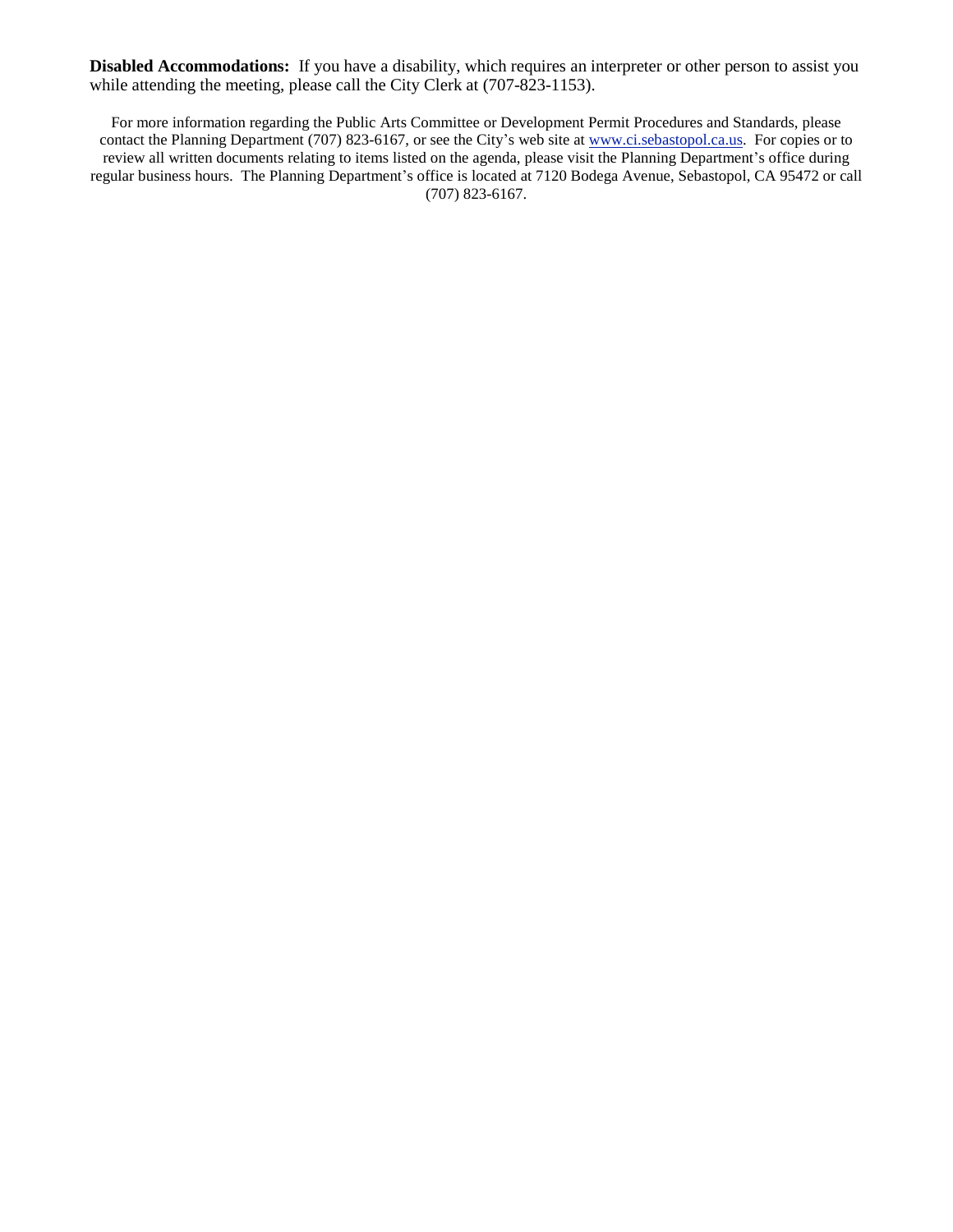**Disabled Accommodations:** If you have a disability, which requires an interpreter or other person to assist you while attending the meeting, please call the City Clerk at (707-823-1153).

For more information regarding the Public Arts Committee or Development Permit Procedures and Standards, please contact the Planning Department (707) 823-6167, or see the City's web site at www.ci.sebastopol.ca.us. For copies or to review all written documents relating to items listed on the agenda, please visit the Planning Department's office during regular business hours. The Planning Department's office is located at 7120 Bodega Avenue, Sebastopol, CA 95472 or call (707) 823-6167.